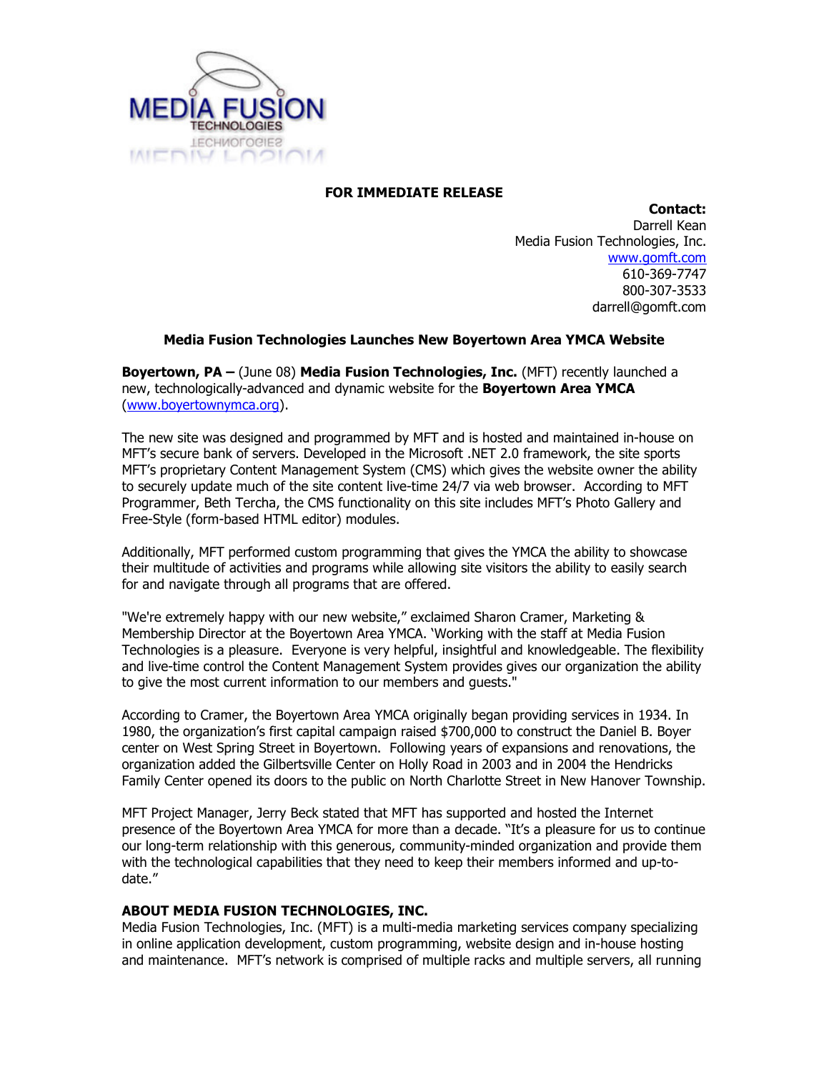**FOR IMMEDIATE RELEASE**

**Contact:**
Darrell Kean
Media Fusion Technologies, Inc.
[www.gomft.com](http://www.gomft.com)
610-369-7747
800-307-3533
darrell@gomft.com

**Media Fusion Technologies Launches New Boyertown Area YMCA Website**

**Boyertown, PA –** (June 08) **Media Fusion Technologies, Inc.** (MFT) recently launched a new, technologically-advanced and dynamic website for the **Boyertown Area YMCA** ([www.boyertownymca.org](http://www.boyertownymca.org)).

The new site was designed and programmed by MFT and is hosted and maintained in-house on MFT's secure bank of servers. Developed in the Microsoft .NET 2.0 framework, the site sports MFT's proprietary Content Management System (CMS) which gives the website owner the ability to securely update much of the site content live-time 24/7 via web browser. According to MFT Programmer, Beth Tercha, the CMS functionality on this site includes MFT's Photo Gallery and Free-Style (form-based HTML editor) modules.

Additionally, MFT performed custom programming that gives the YMCA the ability to showcase their multitude of activities and programs while allowing site visitors the ability to easily search for and navigate through all programs that are offered.

"We're extremely happy with our new website," exclaimed Sharon Cramer, Marketing & Membership Director at the Boyertown Area YMCA. 'Working with the staff at Media Fusion Technologies is a pleasure. Everyone is very helpful, insightful and knowledgeable. The flexibility and live-time control the Content Management System provides gives our organization the ability to give the most current information to our members and guests."

According to Cramer, the Boyertown Area YMCA originally began providing services in 1934. In 1980, the organization's first capital campaign raised $700,000 to construct the Daniel B. Boyer center on West Spring Street in Boyertown. Following years of expansions and renovations, the organization added the Gilbertsville Center on Holly Road in 2003 and in 2004 the Hendricks Family Center opened its doors to the public on North Charlotte Street in New Hanover Township.

MFT Project Manager, Jerry Beck stated that MFT has supported and hosted the Internet presence of the Boyertown Area YMCA for more than a decade. "It's a pleasure for us to continue our long-term relationship with this generous, community-minded organization and provide them with the technological capabilities that they need to keep their members informed and up-to-date."

**ABOUT MEDIA FUSION TECHNOLOGIES, INC.**

Media Fusion Technologies, Inc. (MFT) is a multi-media marketing services company specializing in online application development, custom programming, website design and in-house hosting and maintenance. MFT's network is comprised of multiple racks and multiple servers, all running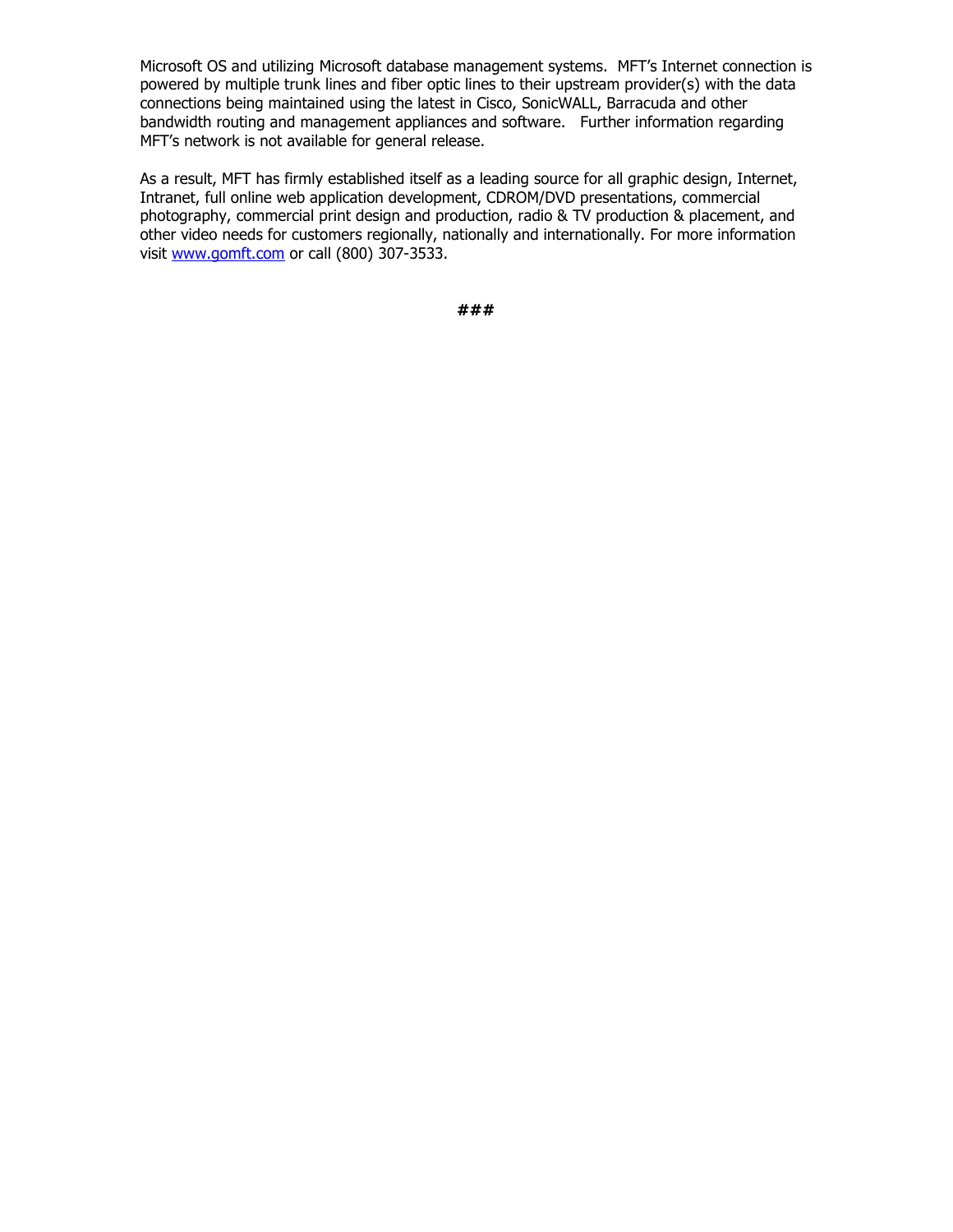Microsoft OS and utilizing Microsoft database management systems. MFT's Internet connection is powered by multiple trunk lines and fiber optic lines to their upstream provider(s) with the data connections being maintained using the latest in Cisco, SonicWALL, Barracuda and other bandwidth routing and management appliances and software. Further information regarding MFT's network is not available for general release.

As a result, MFT has firmly established itself as a leading source for all graphic design, Internet, Intranet, full online web application development, CDROM/DVD presentations, commercial photography, commercial print design and production, radio & TV production & placement, and other video needs for customers regionally, nationally and internationally. For more information visit [www.gomft.com](http://www.gomft.com) or call (800) 307-3533.

**###**